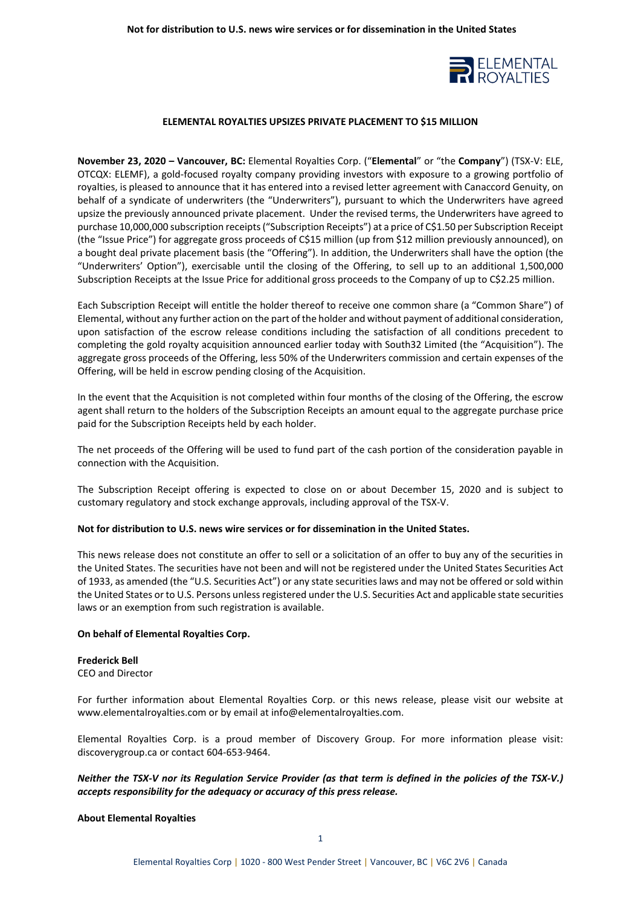**Not for distribution to U.S. news wire services or for dissemination in the United States**

# ELEMENTAL ROYALTIES UPSIZES PRIVATE PLACEMENT TO $15 MILLION

**November 23, 2020 – Vancouver, BC:** Elemental Royalties Corp. ("**Elemental**" or "the **Company**") (TSX-V: ELE, OTCQX: ELEMF), a gold-focused royalty company providing investors with exposure to a growing portfolio of royalties, is pleased to announce that it has entered into a revised letter agreement with Canaccord Genuity, on behalf of a syndicate of underwriters (the "Underwriters"), pursuant to which the Underwriters have agreed upsize the previously announced private placement. Under the revised terms, the Underwriters have agreed to purchase 10,000,000 subscription receipts ("Subscription Receipts") at a price of C$1.50 per Subscription Receipt (the "Issue Price") for aggregate gross proceeds of C$15 million (up from $12 million previously announced), on a bought deal private placement basis (the "Offering"). In addition, the Underwriters shall have the option (the "Underwriters' Option"), exercisable until the closing of the Offering, to sell up to an additional 1,500,000 Subscription Receipts at the Issue Price for additional gross proceeds to the Company of up to C$2.25 million.

Each Subscription Receipt will entitle the holder thereof to receive one common share (a "Common Share") of Elemental, without any further action on the part of the holder and without payment of additional consideration, upon satisfaction of the escrow release conditions including the satisfaction of all conditions precedent to completing the gold royalty acquisition announced earlier today with South32 Limited (the "Acquisition"). The aggregate gross proceeds of the Offering, less 50% of the Underwriters commission and certain expenses of the Offering, will be held in escrow pending closing of the Acquisition.

In the event that the Acquisition is not completed within four months of the closing of the Offering, the escrow agent shall return to the holders of the Subscription Receipts an amount equal to the aggregate purchase price paid for the Subscription Receipts held by each holder.

The net proceeds of the Offering will be used to fund part of the cash portion of the consideration payable in connection with the Acquisition.

The Subscription Receipt offering is expected to close on or about December 15, 2020 and is subject to customary regulatory and stock exchange approvals, including approval of the TSX-V.

**Not for distribution to U.S. news wire services or for dissemination in the United States.**

This news release does not constitute an offer to sell or a solicitation of an offer to buy any of the securities in the United States. The securities have not been and will not be registered under the United States Securities Act of 1933, as amended (the "U.S. Securities Act") or any state securities laws and may not be offered or sold within the United States or to U.S. Persons unless registered under the U.S. Securities Act and applicable state securities laws or an exemption from such registration is available.

**On behalf of Elemental Royalties Corp.**

**Frederick Bell**
CEO and Director

For further information about Elemental Royalties Corp. or this news release, please visit our website at www.elementalroyalties.com or by email at info@elementalroyalties.com.

Elemental Royalties Corp. is a proud member of Discovery Group. For more information please visit: discoverygroup.ca or contact 604-653-9464.

***Neither the TSX-V nor its Regulation Service Provider (as that term is defined in the policies of the TSX-V.) accepts responsibility for the adequacy or accuracy of this press release.***

**About Elemental Royalties**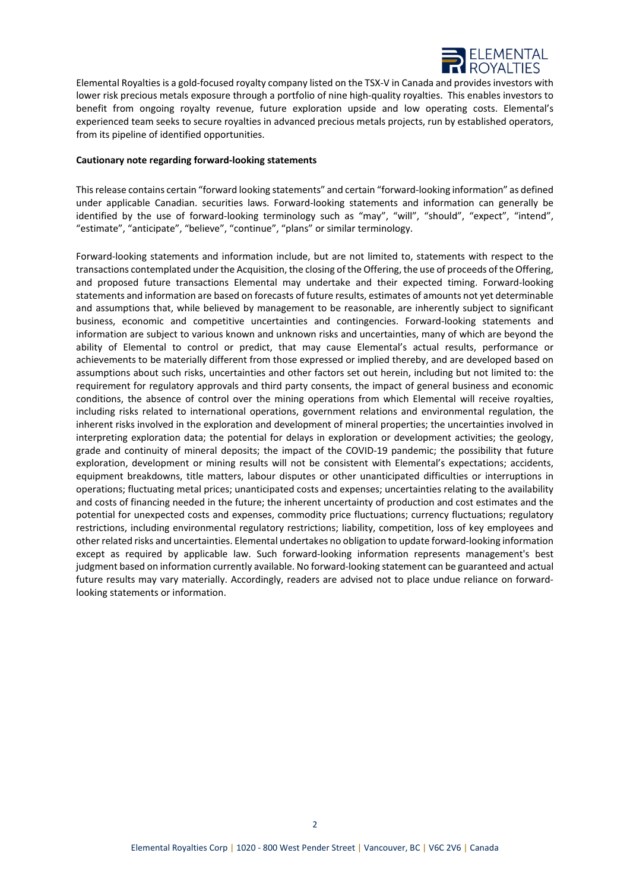Elemental Royalties is a gold-focused royalty company listed on the TSX-V in Canada and provides investors with lower risk precious metals exposure through a portfolio of nine high-quality royalties. This enables investors to benefit from ongoing royalty revenue, future exploration upside and low operating costs. Elemental's experienced team seeks to secure royalties in advanced precious metals projects, run by established operators, from its pipeline of identified opportunities.

**Cautionary note regarding forward-looking statements**

This release contains certain "forward looking statements" and certain "forward-looking information" as defined under applicable Canadian. securities laws. Forward-looking statements and information can generally be identified by the use of forward-looking terminology such as "may", "will", "should", "expect", "intend", "estimate", "anticipate", "believe", "continue", "plans" or similar terminology.

Forward-looking statements and information include, but are not limited to, statements with respect to the transactions contemplated under the Acquisition, the closing of the Offering, the use of proceeds of the Offering, and proposed future transactions Elemental may undertake and their expected timing. Forward-looking statements and information are based on forecasts of future results, estimates of amounts not yet determinable and assumptions that, while believed by management to be reasonable, are inherently subject to significant business, economic and competitive uncertainties and contingencies. Forward-looking statements and information are subject to various known and unknown risks and uncertainties, many of which are beyond the ability of Elemental to control or predict, that may cause Elemental's actual results, performance or achievements to be materially different from those expressed or implied thereby, and are developed based on assumptions about such risks, uncertainties and other factors set out herein, including but not limited to: the requirement for regulatory approvals and third party consents, the impact of general business and economic conditions, the absence of control over the mining operations from which Elemental will receive royalties, including risks related to international operations, government relations and environmental regulation, the inherent risks involved in the exploration and development of mineral properties; the uncertainties involved in interpreting exploration data; the potential for delays in exploration or development activities; the geology, grade and continuity of mineral deposits; the impact of the COVID-19 pandemic; the possibility that future exploration, development or mining results will not be consistent with Elemental's expectations; accidents, equipment breakdowns, title matters, labour disputes or other unanticipated difficulties or interruptions in operations; fluctuating metal prices; unanticipated costs and expenses; uncertainties relating to the availability and costs of financing needed in the future; the inherent uncertainty of production and cost estimates and the potential for unexpected costs and expenses, commodity price fluctuations; currency fluctuations; regulatory restrictions, including environmental regulatory restrictions; liability, competition, loss of key employees and other related risks and uncertainties. Elemental undertakes no obligation to update forward-looking information except as required by applicable law. Such forward-looking information represents management's best judgment based on information currently available. No forward-looking statement can be guaranteed and actual future results may vary materially. Accordingly, readers are advised not to place undue reliance on forward-looking statements or information.